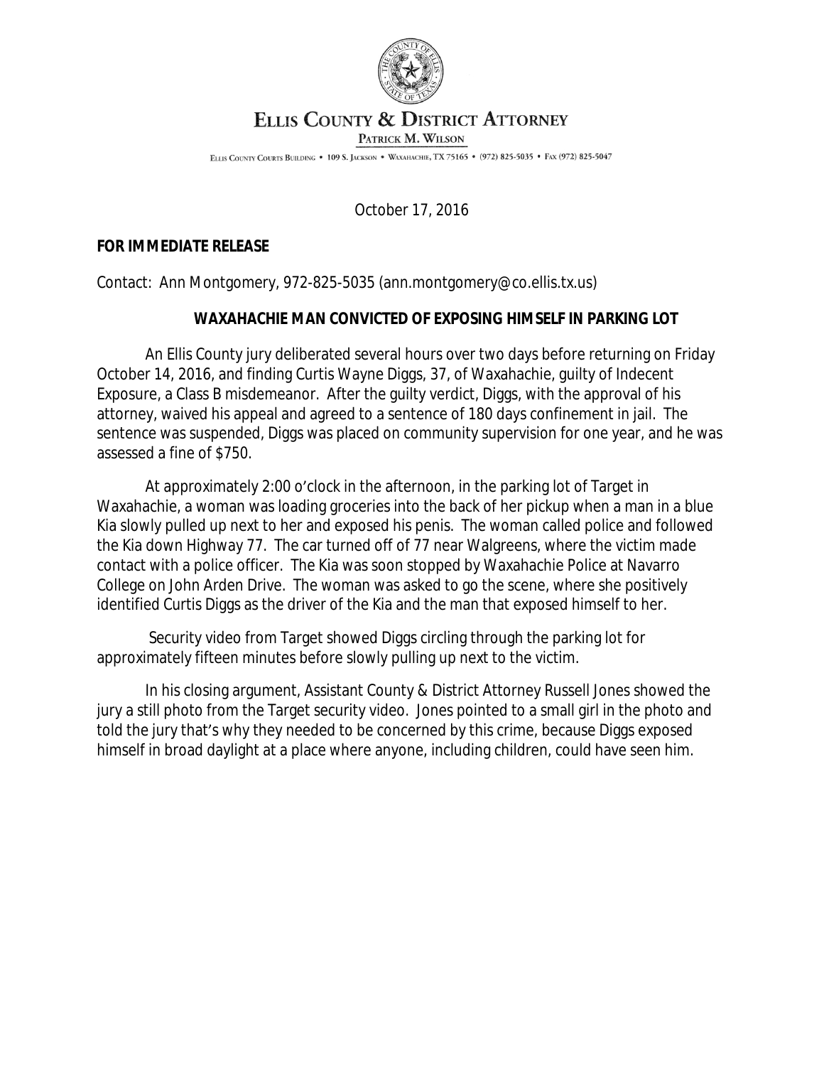# Ellis County & District Attorney

Patrick M. Wilson

Ellis County Courts Building • 109 S. Jackson • Waxahachie, TX 75165 • (972) 825-5035 • Fax (972) 825-5047

October 17, 2016

**FOR IMMEDIATE RELEASE**

Contact: Ann Montgomery, 972-825-5035 (ann.montgomery@co.ellis.tx.us)

## WAXAHACHIE MAN CONVICTED OF EXPOSING HIMSELF IN PARKING LOT

An Ellis County jury deliberated several hours over two days before returning on Friday October 14, 2016, and finding Curtis Wayne Diggs, 37, of Waxahachie, guilty of Indecent Exposure, a Class B misdemeanor. After the guilty verdict, Diggs, with the approval of his attorney, waived his appeal and agreed to a sentence of 180 days confinement in jail. The sentence was suspended, Diggs was placed on community supervision for one year, and he was assessed a fine of $750.

At approximately 2:00 o'clock in the afternoon, in the parking lot of Target in Waxahachie, a woman was loading groceries into the back of her pickup when a man in a blue Kia slowly pulled up next to her and exposed his penis. The woman called police and followed the Kia down Highway 77. The car turned off of 77 near Walgreens, where the victim made contact with a police officer. The Kia was soon stopped by Waxahachie Police at Navarro College on John Arden Drive. The woman was asked to go the scene, where she positively identified Curtis Diggs as the driver of the Kia and the man that exposed himself to her.

Security video from Target showed Diggs circling through the parking lot for approximately fifteen minutes before slowly pulling up next to the victim.

In his closing argument, Assistant County & District Attorney Russell Jones showed the jury a still photo from the Target security video. Jones pointed to a small girl in the photo and told the jury that's why they needed to be concerned by this crime, because Diggs exposed himself in broad daylight at a place where anyone, including children, could have seen him.